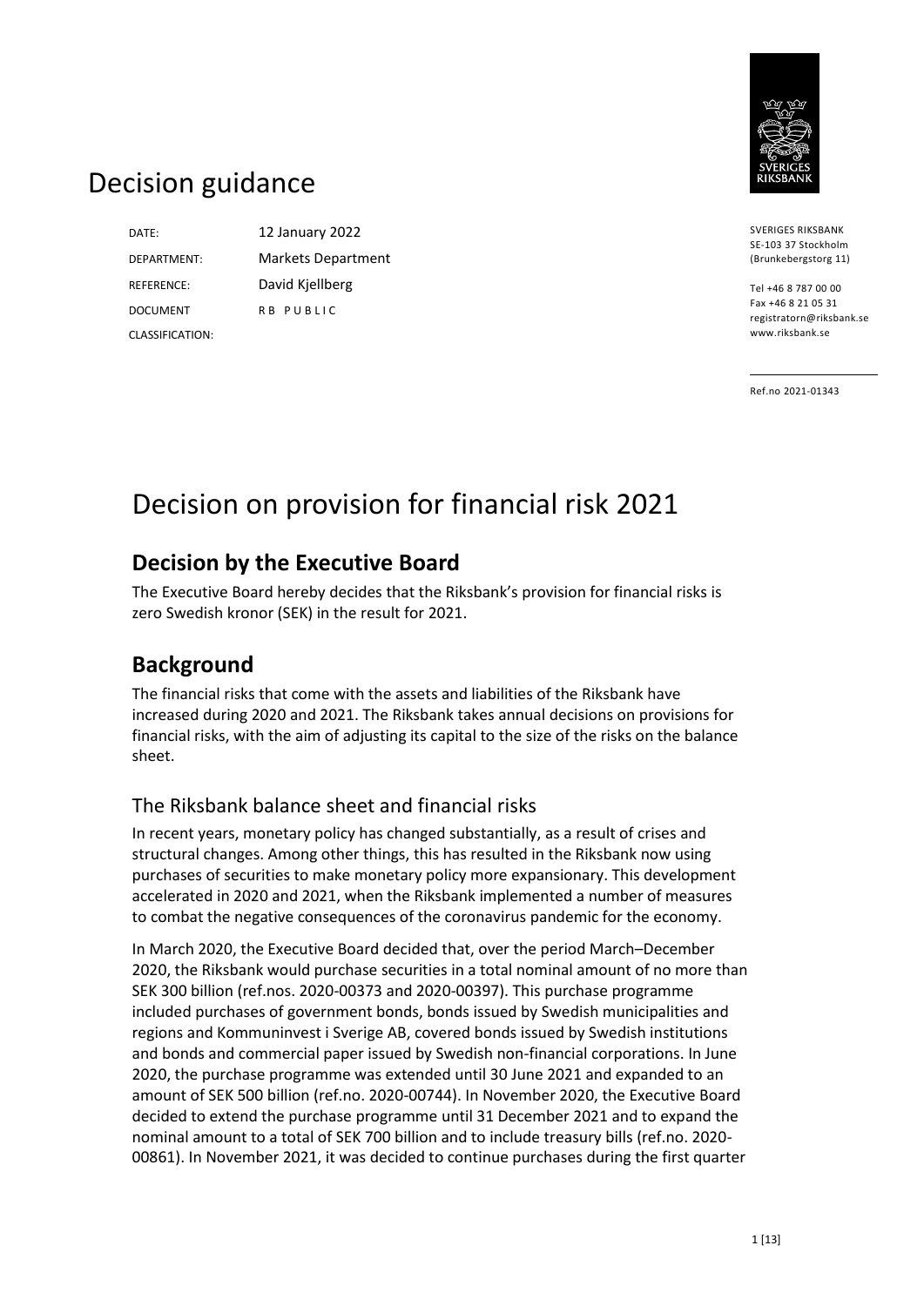# Decision guidance

| | |
|---|---|
| DATE: | 12 January 2022 |
| DEPARTMENT: | Markets Department |
| REFERENCE: | David Kjellberg |
| DOCUMENT CLASSIFICATION: | RB PUBLIC |

SVERIGES RIKSBANK
SE-103 37 Stockholm
(Brunkebergstorg 11)

Tel +46 8 787 00 00
Fax +46 8 21 05 31
registratorn@riksbank.se
www.riksbank.se

Ref.no 2021-01343

# Decision on provision for financial risk 2021

## Decision by the Executive Board

The Executive Board hereby decides that the Riksbank's provision for financial risks is zero Swedish kronor (SEK) in the result for 2021.

## Background

The financial risks that come with the assets and liabilities of the Riksbank have increased during 2020 and 2021. The Riksbank takes annual decisions on provisions for financial risks, with the aim of adjusting its capital to the size of the risks on the balance sheet.

### The Riksbank balance sheet and financial risks

In recent years, monetary policy has changed substantially, as a result of crises and structural changes. Among other things, this has resulted in the Riksbank now using purchases of securities to make monetary policy more expansionary. This development accelerated in 2020 and 2021, when the Riksbank implemented a number of measures to combat the negative consequences of the coronavirus pandemic for the economy.

In March 2020, the Executive Board decided that, over the period March–December 2020, the Riksbank would purchase securities in a total nominal amount of no more than SEK 300 billion (ref.nos. 2020-00373 and 2020-00397). This purchase programme included purchases of government bonds, bonds issued by Swedish municipalities and regions and Kommuninvest i Sverige AB, covered bonds issued by Swedish institutions and bonds and commercial paper issued by Swedish non-financial corporations. In June 2020, the purchase programme was extended until 30 June 2021 and expanded to an amount of SEK 500 billion (ref.no. 2020-00744). In November 2020, the Executive Board decided to extend the purchase programme until 31 December 2021 and to expand the nominal amount to a total of SEK 700 billion and to include treasury bills (ref.no. 2020-00861). In November 2021, it was decided to continue purchases during the first quarter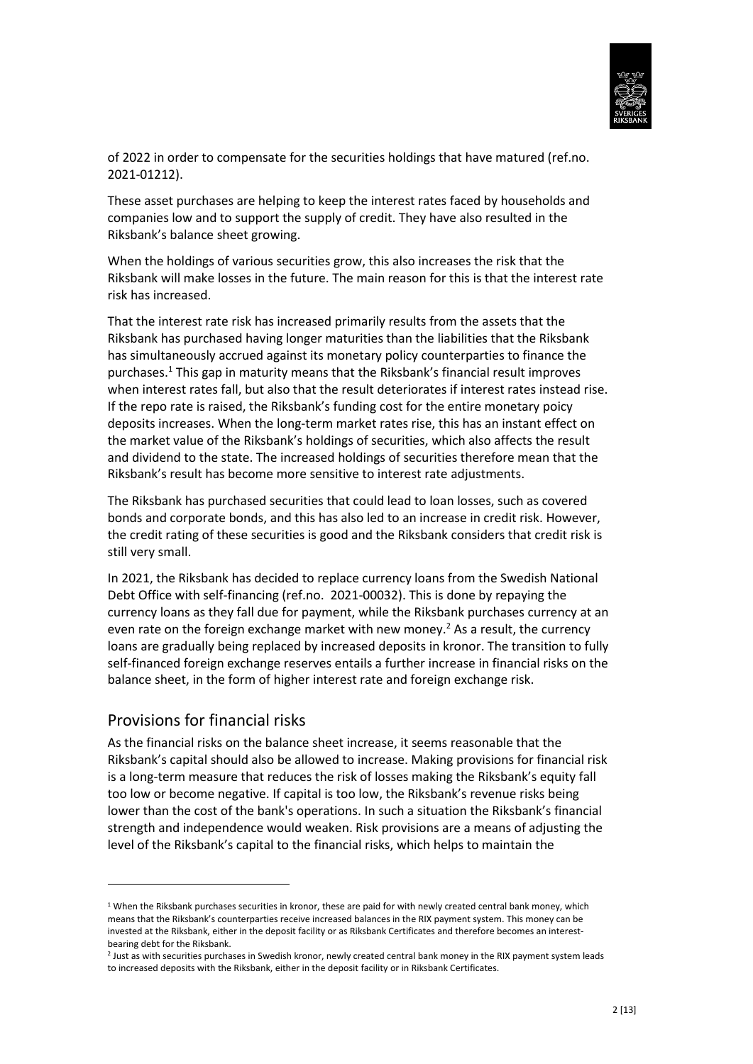of 2022 in order to compensate for the securities holdings that have matured (ref.no. 2021-01212).

These asset purchases are helping to keep the interest rates faced by households and companies low and to support the supply of credit. They have also resulted in the Riksbank's balance sheet growing.

When the holdings of various securities grow, this also increases the risk that the Riksbank will make losses in the future. The main reason for this is that the interest rate risk has increased.

That the interest rate risk has increased primarily results from the assets that the Riksbank has purchased having longer maturities than the liabilities that the Riksbank has simultaneously accrued against its monetary policy counterparties to finance the purchases.[1] This gap in maturity means that the Riksbank's financial result improves when interest rates fall, but also that the result deteriorates if interest rates instead rise. If the repo rate is raised, the Riksbank's funding cost for the entire monetary poicy deposits increases. When the long-term market rates rise, this has an instant effect on the market value of the Riksbank's holdings of securities, which also affects the result and dividend to the state. The increased holdings of securities therefore mean that the Riksbank's result has become more sensitive to interest rate adjustments.

The Riksbank has purchased securities that could lead to loan losses, such as covered bonds and corporate bonds, and this has also led to an increase in credit risk. However, the credit rating of these securities is good and the Riksbank considers that credit risk is still very small.

In 2021, the Riksbank has decided to replace currency loans from the Swedish National Debt Office with self-financing (ref.no. 2021-00032). This is done by repaying the currency loans as they fall due for payment, while the Riksbank purchases currency at an even rate on the foreign exchange market with new money.[2] As a result, the currency loans are gradually being replaced by increased deposits in kronor. The transition to fully self-financed foreign exchange reserves entails a further increase in financial risks on the balance sheet, in the form of higher interest rate and foreign exchange risk.

## Provisions for financial risks

As the financial risks on the balance sheet increase, it seems reasonable that the Riksbank's capital should also be allowed to increase. Making provisions for financial risk is a long-term measure that reduces the risk of losses making the Riksbank's equity fall too low or become negative. If capital is too low, the Riksbank's revenue risks being lower than the cost of the bank's operations. In such a situation the Riksbank's financial strength and independence would weaken. Risk provisions are a means of adjusting the level of the Riksbank's capital to the financial risks, which helps to maintain the

---

[1] When the Riksbank purchases securities in kronor, these are paid for with newly created central bank money, which means that the Riksbank's counterparties receive increased balances in the RIX payment system. This money can be invested at the Riksbank, either in the deposit facility or as Riksbank Certificates and therefore becomes an interest-bearing debt for the Riksbank.

[2] Just as with securities purchases in Swedish kronor, newly created central bank money in the RIX payment system leads to increased deposits with the Riksbank, either in the deposit facility or in Riksbank Certificates.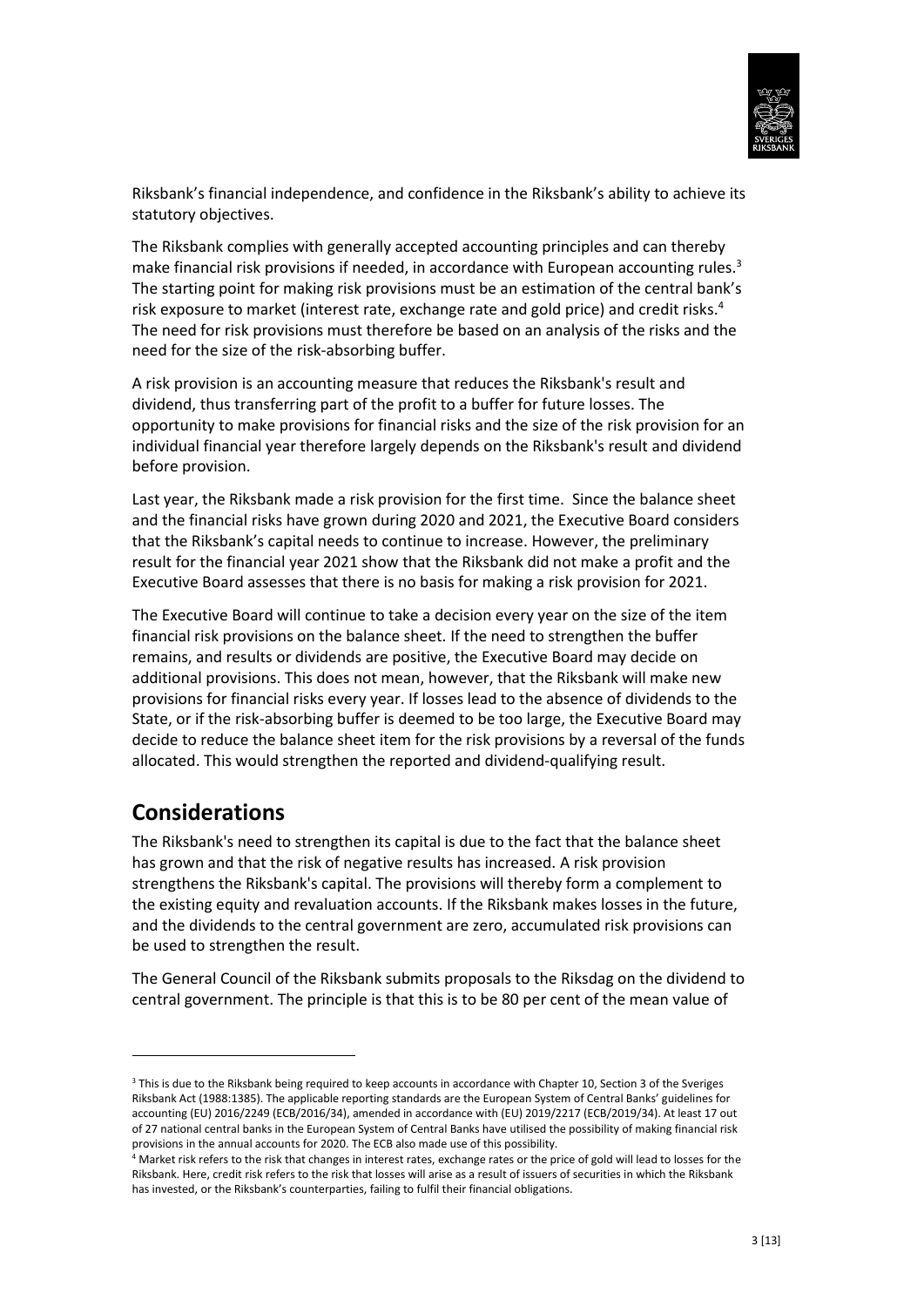Riksbank's financial independence, and confidence in the Riksbank's ability to achieve its statutory objectives.

The Riksbank complies with generally accepted accounting principles and can thereby make financial risk provisions if needed, in accordance with European accounting rules.[3] The starting point for making risk provisions must be an estimation of the central bank's risk exposure to market (interest rate, exchange rate and gold price) and credit risks.[4] The need for risk provisions must therefore be based on an analysis of the risks and the need for the size of the risk-absorbing buffer.

A risk provision is an accounting measure that reduces the Riksbank's result and dividend, thus transferring part of the profit to a buffer for future losses. The opportunity to make provisions for financial risks and the size of the risk provision for an individual financial year therefore largely depends on the Riksbank's result and dividend before provision.

Last year, the Riksbank made a risk provision for the first time. Since the balance sheet and the financial risks have grown during 2020 and 2021, the Executive Board considers that the Riksbank's capital needs to continue to increase. However, the preliminary result for the financial year 2021 show that the Riksbank did not make a profit and the Executive Board assesses that there is no basis for making a risk provision for 2021.

The Executive Board will continue to take a decision every year on the size of the item financial risk provisions on the balance sheet. If the need to strengthen the buffer remains, and results or dividends are positive, the Executive Board may decide on additional provisions. This does not mean, however, that the Riksbank will make new provisions for financial risks every year. If losses lead to the absence of dividends to the State, or if the risk-absorbing buffer is deemed to be too large, the Executive Board may decide to reduce the balance sheet item for the risk provisions by a reversal of the funds allocated. This would strengthen the reported and dividend-qualifying result.

## Considerations

The Riksbank's need to strengthen its capital is due to the fact that the balance sheet has grown and that the risk of negative results has increased. A risk provision strengthens the Riksbank's capital. The provisions will thereby form a complement to the existing equity and revaluation accounts. If the Riksbank makes losses in the future, and the dividends to the central government are zero, accumulated risk provisions can be used to strengthen the result.

The General Council of the Riksbank submits proposals to the Riksdag on the dividend to central government. The principle is that this is to be 80 per cent of the mean value of

---

[3] This is due to the Riksbank being required to keep accounts in accordance with Chapter 10, Section 3 of the Sveriges Riksbank Act (1988:1385). The applicable reporting standards are the European System of Central Banks' guidelines for accounting (EU) 2016/2249 (ECB/2016/34), amended in accordance with (EU) 2019/2217 (ECB/2019/34). At least 17 out of 27 national central banks in the European System of Central Banks have utilised the possibility of making financial risk provisions in the annual accounts for 2020. The ECB also made use of this possibility.

[4] Market risk refers to the risk that changes in interest rates, exchange rates or the price of gold will lead to losses for the Riksbank. Here, credit risk refers to the risk that losses will arise as a result of issuers of securities in which the Riksbank has invested, or the Riksbank's counterparties, failing to fulfil their financial obligations.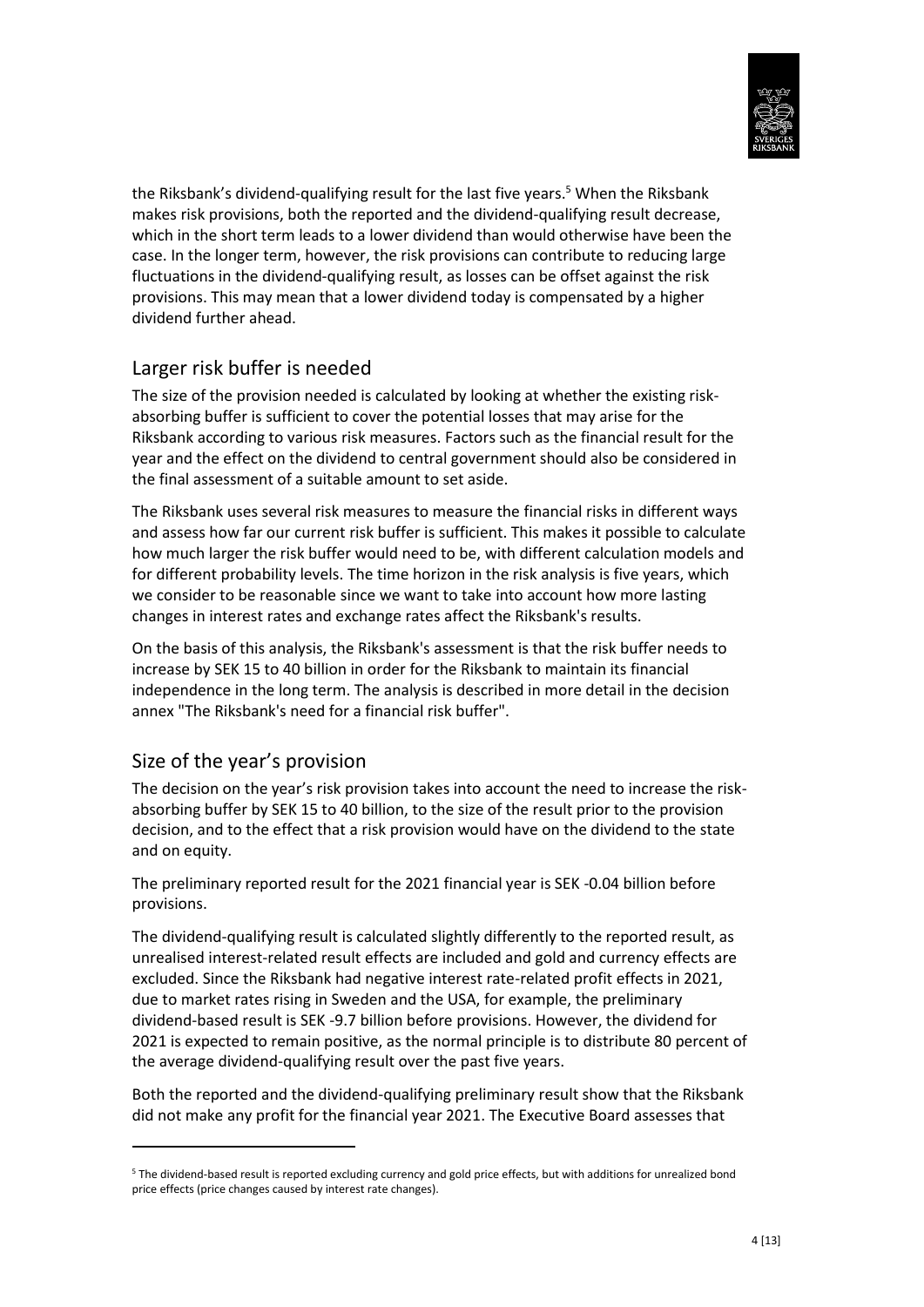the Riksbank's dividend-qualifying result for the last five years.[5] When the Riksbank makes risk provisions, both the reported and the dividend-qualifying result decrease, which in the short term leads to a lower dividend than would otherwise have been the case. In the longer term, however, the risk provisions can contribute to reducing large fluctuations in the dividend-qualifying result, as losses can be offset against the risk provisions. This may mean that a lower dividend today is compensated by a higher dividend further ahead.

## Larger risk buffer is needed

The size of the provision needed is calculated by looking at whether the existing risk-absorbing buffer is sufficient to cover the potential losses that may arise for the Riksbank according to various risk measures. Factors such as the financial result for the year and the effect on the dividend to central government should also be considered in the final assessment of a suitable amount to set aside.

The Riksbank uses several risk measures to measure the financial risks in different ways and assess how far our current risk buffer is sufficient. This makes it possible to calculate how much larger the risk buffer would need to be, with different calculation models and for different probability levels. The time horizon in the risk analysis is five years, which we consider to be reasonable since we want to take into account how more lasting changes in interest rates and exchange rates affect the Riksbank's results.

On the basis of this analysis, the Riksbank's assessment is that the risk buffer needs to increase by SEK 15 to 40 billion in order for the Riksbank to maintain its financial independence in the long term. The analysis is described in more detail in the decision annex "The Riksbank's need for a financial risk buffer".

## Size of the year's provision

The decision on the year's risk provision takes into account the need to increase the risk-absorbing buffer by SEK 15 to 40 billion, to the size of the result prior to the provision decision, and to the effect that a risk provision would have on the dividend to the state and on equity.

The preliminary reported result for the 2021 financial year is SEK -0.04 billion before provisions.

The dividend-qualifying result is calculated slightly differently to the reported result, as unrealised interest-related result effects are included and gold and currency effects are excluded. Since the Riksbank had negative interest rate-related profit effects in 2021, due to market rates rising in Sweden and the USA, for example, the preliminary dividend-based result is SEK -9.7 billion before provisions. However, the dividend for 2021 is expected to remain positive, as the normal principle is to distribute 80 percent of the average dividend-qualifying result over the past five years.

Both the reported and the dividend-qualifying preliminary result show that the Riksbank did not make any profit for the financial year 2021. The Executive Board assesses that

---

[5] The dividend-based result is reported excluding currency and gold price effects, but with additions for unrealized bond price effects (price changes caused by interest rate changes).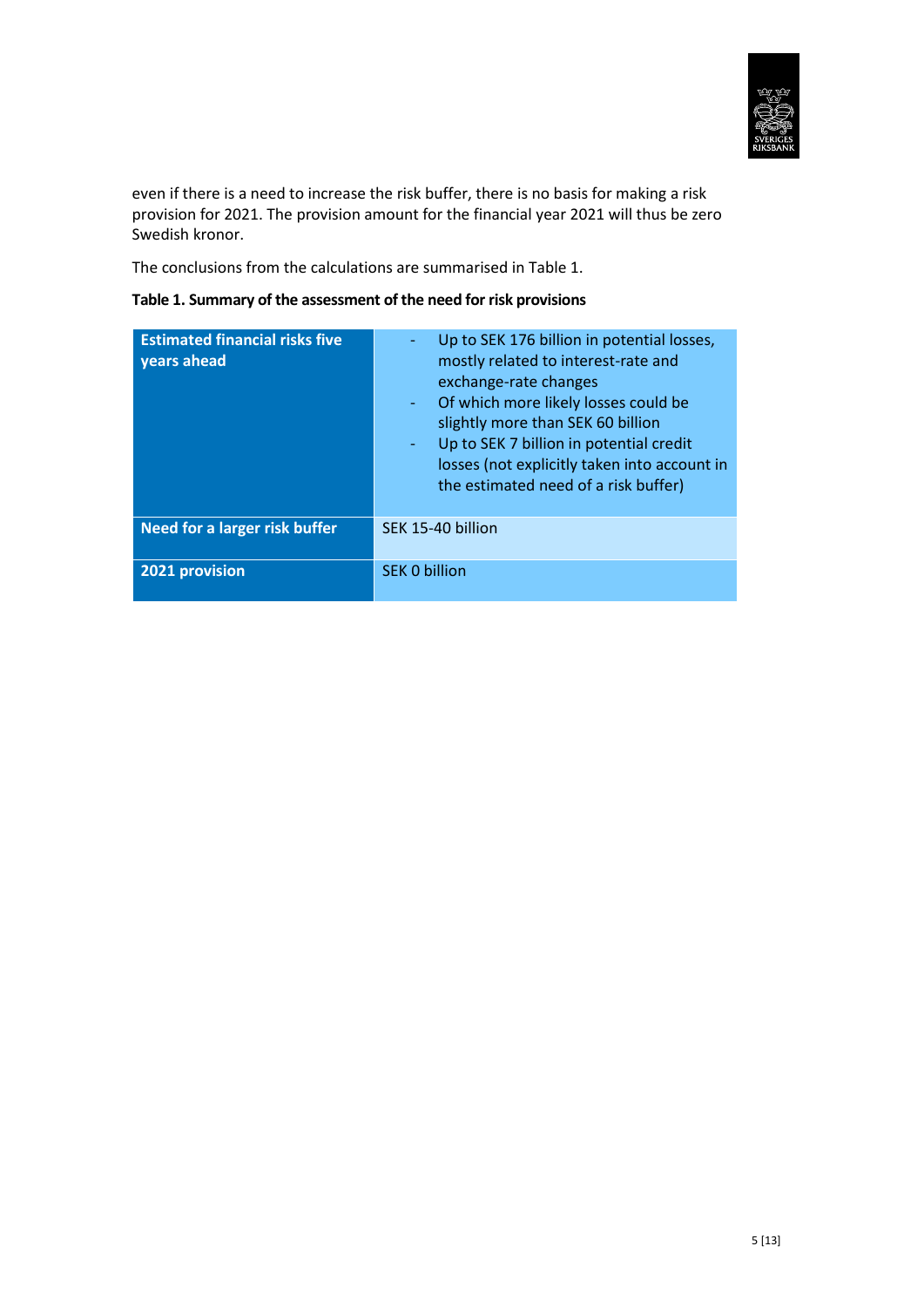even if there is a need to increase the risk buffer, there is no basis for making a risk provision for 2021. The provision amount for the financial year 2021 will thus be zero Swedish kronor.

The conclusions from the calculations are summarised in Table 1.

**Table 1. Summary of the assessment of the need for risk provisions**

| | |
|---|---|
| **Estimated financial risks five years ahead** | - Up to SEK 176 billion in potential losses, mostly related to interest-rate and exchange-rate changes<br>- Of which more likely losses could be slightly more than SEK 60 billion<br>- Up to SEK 7 billion in potential credit losses (not explicitly taken into account in the estimated need of a risk buffer) |
| **Need for a larger risk buffer** | SEK 15-40 billion |
| **2021 provision** | SEK 0 billion |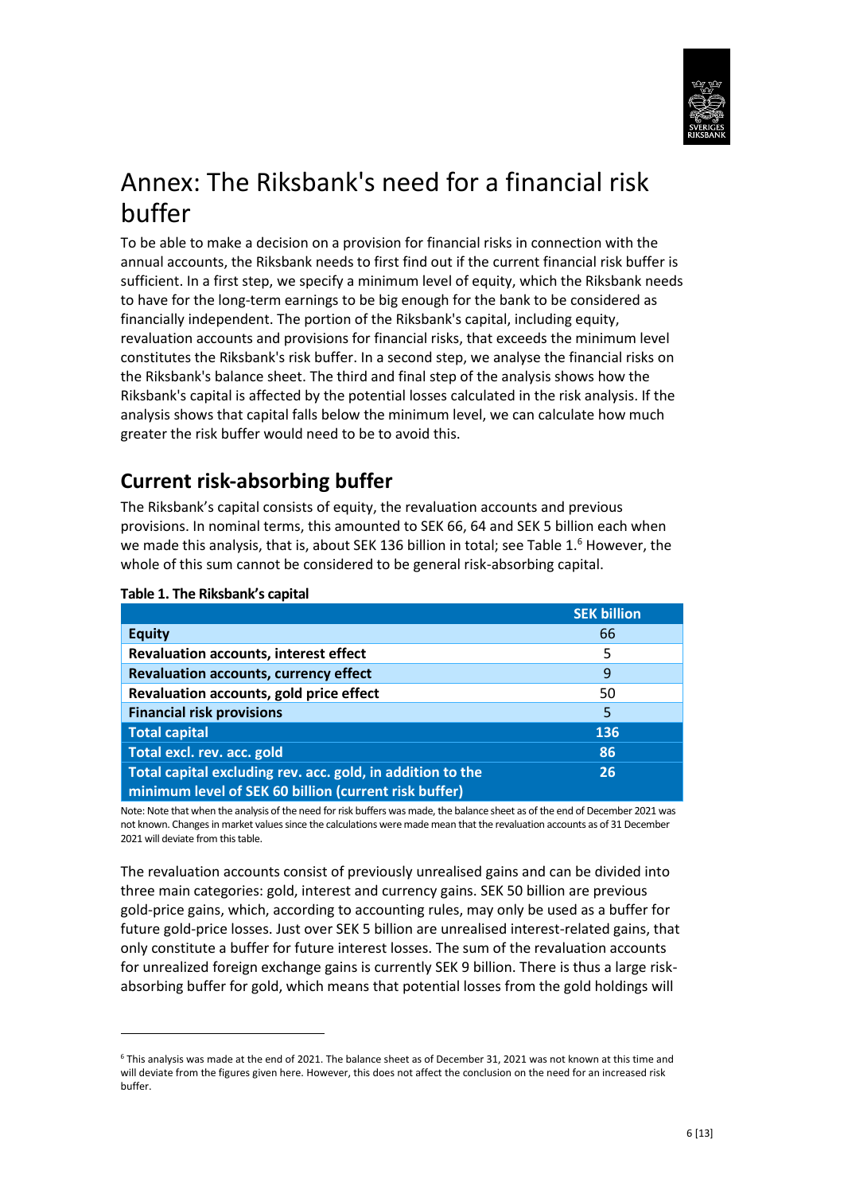# Annex: The Riksbank's need for a financial risk buffer

To be able to make a decision on a provision for financial risks in connection with the annual accounts, the Riksbank needs to first find out if the current financial risk buffer is sufficient. In a first step, we specify a minimum level of equity, which the Riksbank needs to have for the long-term earnings to be big enough for the bank to be considered as financially independent. The portion of the Riksbank's capital, including equity, revaluation accounts and provisions for financial risks, that exceeds the minimum level constitutes the Riksbank's risk buffer. In a second step, we analyse the financial risks on the Riksbank's balance sheet. The third and final step of the analysis shows how the Riksbank's capital is affected by the potential losses calculated in the risk analysis. If the analysis shows that capital falls below the minimum level, we can calculate how much greater the risk buffer would need to be to avoid this.

## Current risk-absorbing buffer

The Riksbank's capital consists of equity, the revaluation accounts and previous provisions. In nominal terms, this amounted to SEK 66, 64 and SEK 5 billion each when we made this analysis, that is, about SEK 136 billion in total; see Table 1.[6] However, the whole of this sum cannot be considered to be general risk-absorbing capital.

**Table 1. The Riksbank's capital**

| | SEK billion |
|---|---|
| **Equity** | 66 |
| **Revaluation accounts, interest effect** | 5 |
| **Revaluation accounts, currency effect** | 9 |
| **Revaluation accounts, gold price effect** | 50 |
| **Financial risk provisions** | 5 |
| **Total capital** | **136** |
| **Total excl. rev. acc. gold** | **86** |
| **Total capital excluding rev. acc. gold, in addition to the minimum level of SEK 60 billion (current risk buffer)** | **26** |

Note: Note that when the analysis of the need for risk buffers was made, the balance sheet as of the end of December 2021 was not known. Changes in market values since the calculations were made mean that the revaluation accounts as of 31 December 2021 will deviate from this table.

The revaluation accounts consist of previously unrealised gains and can be divided into three main categories: gold, interest and currency gains. SEK 50 billion are previous gold-price gains, which, according to accounting rules, may only be used as a buffer for future gold-price losses. Just over SEK 5 billion are unrealised interest-related gains, that only constitute a buffer for future interest losses. The sum of the revaluation accounts for unrealized foreign exchange gains is currently SEK 9 billion. There is thus a large risk-absorbing buffer for gold, which means that potential losses from the gold holdings will

[6] This analysis was made at the end of 2021. The balance sheet as of December 31, 2021 was not known at this time and will deviate from the figures given here. However, this does not affect the conclusion on the need for an increased risk buffer.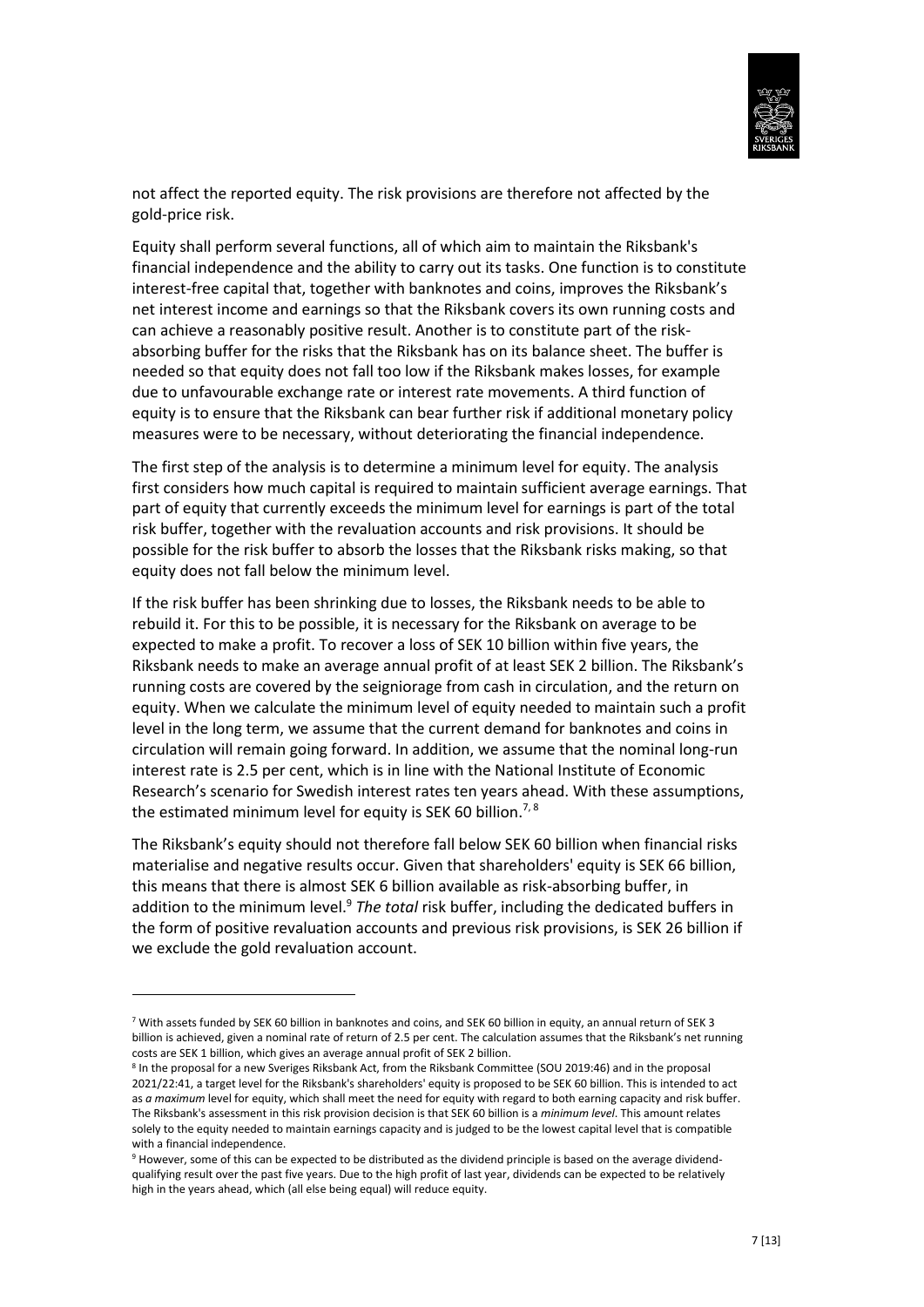not affect the reported equity. The risk provisions are therefore not affected by the gold-price risk.

Equity shall perform several functions, all of which aim to maintain the Riksbank's financial independence and the ability to carry out its tasks. One function is to constitute interest-free capital that, together with banknotes and coins, improves the Riksbank's net interest income and earnings so that the Riksbank covers its own running costs and can achieve a reasonably positive result. Another is to constitute part of the risk-absorbing buffer for the risks that the Riksbank has on its balance sheet. The buffer is needed so that equity does not fall too low if the Riksbank makes losses, for example due to unfavourable exchange rate or interest rate movements. A third function of equity is to ensure that the Riksbank can bear further risk if additional monetary policy measures were to be necessary, without deteriorating the financial independence.

The first step of the analysis is to determine a minimum level for equity. The analysis first considers how much capital is required to maintain sufficient average earnings. That part of equity that currently exceeds the minimum level for earnings is part of the total risk buffer, together with the revaluation accounts and risk provisions. It should be possible for the risk buffer to absorb the losses that the Riksbank risks making, so that equity does not fall below the minimum level.

If the risk buffer has been shrinking due to losses, the Riksbank needs to be able to rebuild it. For this to be possible, it is necessary for the Riksbank on average to be expected to make a profit. To recover a loss of SEK 10 billion within five years, the Riksbank needs to make an average annual profit of at least SEK 2 billion. The Riksbank's running costs are covered by the seigniorage from cash in circulation, and the return on equity. When we calculate the minimum level of equity needed to maintain such a profit level in the long term, we assume that the current demand for banknotes and coins in circulation will remain going forward. In addition, we assume that the nominal long-run interest rate is 2.5 per cent, which is in line with the National Institute of Economic Research's scenario for Swedish interest rates ten years ahead. With these assumptions, the estimated minimum level for equity is SEK 60 billion.[7, 8]

The Riksbank's equity should not therefore fall below SEK 60 billion when financial risks materialise and negative results occur. Given that shareholders' equity is SEK 66 billion, this means that there is almost SEK 6 billion available as risk-absorbing buffer, in addition to the minimum level.[9] *The total* risk buffer, including the dedicated buffers in the form of positive revaluation accounts and previous risk provisions, is SEK 26 billion if we exclude the gold revaluation account.

---

[7] With assets funded by SEK 60 billion in banknotes and coins, and SEK 60 billion in equity, an annual return of SEK 3 billion is achieved, given a nominal rate of return of 2.5 per cent. The calculation assumes that the Riksbank's net running costs are SEK 1 billion, which gives an average annual profit of SEK 2 billion.

[8] In the proposal for a new Sveriges Riksbank Act, from the Riksbank Committee (SOU 2019:46) and in the proposal 2021/22:41, a target level for the Riksbank's shareholders' equity is proposed to be SEK 60 billion. This is intended to act as *a maximum* level for equity, which shall meet the need for equity with regard to both earning capacity and risk buffer. The Riksbank's assessment in this risk provision decision is that SEK 60 billion is a *minimum level*. This amount relates solely to the equity needed to maintain earnings capacity and is judged to be the lowest capital level that is compatible with a financial independence.

[9] However, some of this can be expected to be distributed as the dividend principle is based on the average dividend-qualifying result over the past five years. Due to the high profit of last year, dividends can be expected to be relatively high in the years ahead, which (all else being equal) will reduce equity.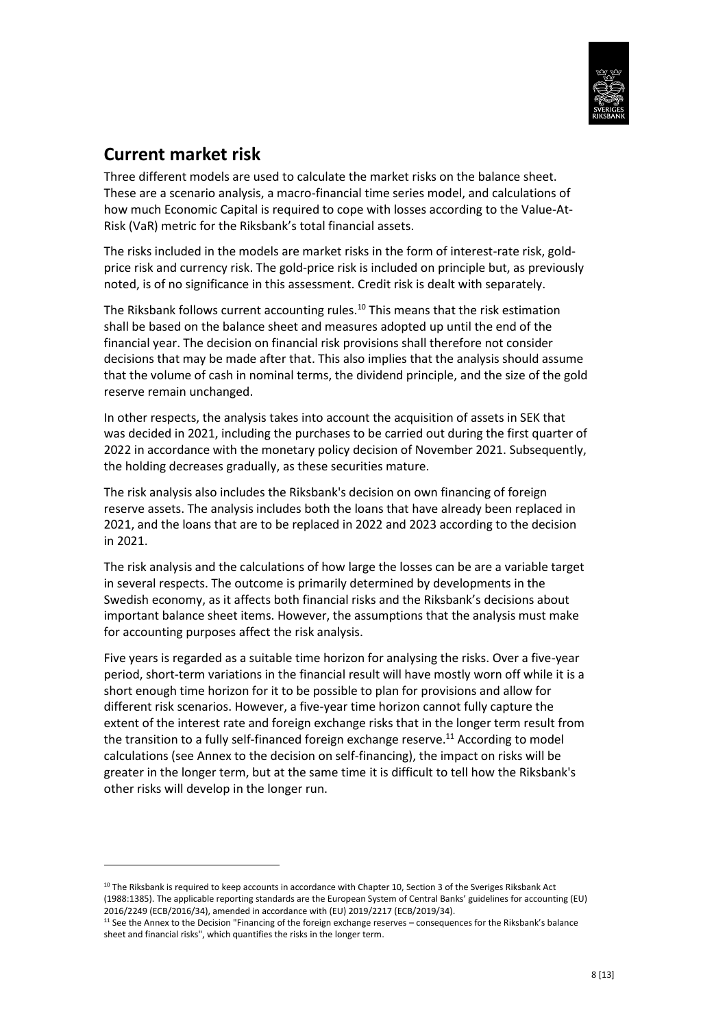## Current market risk

Three different models are used to calculate the market risks on the balance sheet. These are a scenario analysis, a macro-financial time series model, and calculations of how much Economic Capital is required to cope with losses according to the Value-At-Risk (VaR) metric for the Riksbank's total financial assets.

The risks included in the models are market risks in the form of interest-rate risk, gold-price risk and currency risk. The gold-price risk is included on principle but, as previously noted, is of no significance in this assessment. Credit risk is dealt with separately.

The Riksbank follows current accounting rules.[10] This means that the risk estimation shall be based on the balance sheet and measures adopted up until the end of the financial year. The decision on financial risk provisions shall therefore not consider decisions that may be made after that. This also implies that the analysis should assume that the volume of cash in nominal terms, the dividend principle, and the size of the gold reserve remain unchanged.

In other respects, the analysis takes into account the acquisition of assets in SEK that was decided in 2021, including the purchases to be carried out during the first quarter of 2022 in accordance with the monetary policy decision of November 2021. Subsequently, the holding decreases gradually, as these securities mature.

The risk analysis also includes the Riksbank's decision on own financing of foreign reserve assets. The analysis includes both the loans that have already been replaced in 2021, and the loans that are to be replaced in 2022 and 2023 according to the decision in 2021.

The risk analysis and the calculations of how large the losses can be are a variable target in several respects. The outcome is primarily determined by developments in the Swedish economy, as it affects both financial risks and the Riksbank's decisions about important balance sheet items. However, the assumptions that the analysis must make for accounting purposes affect the risk analysis.

Five years is regarded as a suitable time horizon for analysing the risks. Over a five-year period, short-term variations in the financial result will have mostly worn off while it is a short enough time horizon for it to be possible to plan for provisions and allow for different risk scenarios. However, a five-year time horizon cannot fully capture the extent of the interest rate and foreign exchange risks that in the longer term result from the transition to a fully self-financed foreign exchange reserve.[11] According to model calculations (see Annex to the decision on self-financing), the impact on risks will be greater in the longer term, but at the same time it is difficult to tell how the Riksbank's other risks will develop in the longer run.

[10] The Riksbank is required to keep accounts in accordance with Chapter 10, Section 3 of the Sveriges Riksbank Act (1988:1385). The applicable reporting standards are the European System of Central Banks' guidelines for accounting (EU) 2016/2249 (ECB/2016/34), amended in accordance with (EU) 2019/2217 (ECB/2019/34).

[11] See the Annex to the Decision "Financing of the foreign exchange reserves – consequences for the Riksbank's balance sheet and financial risks", which quantifies the risks in the longer term.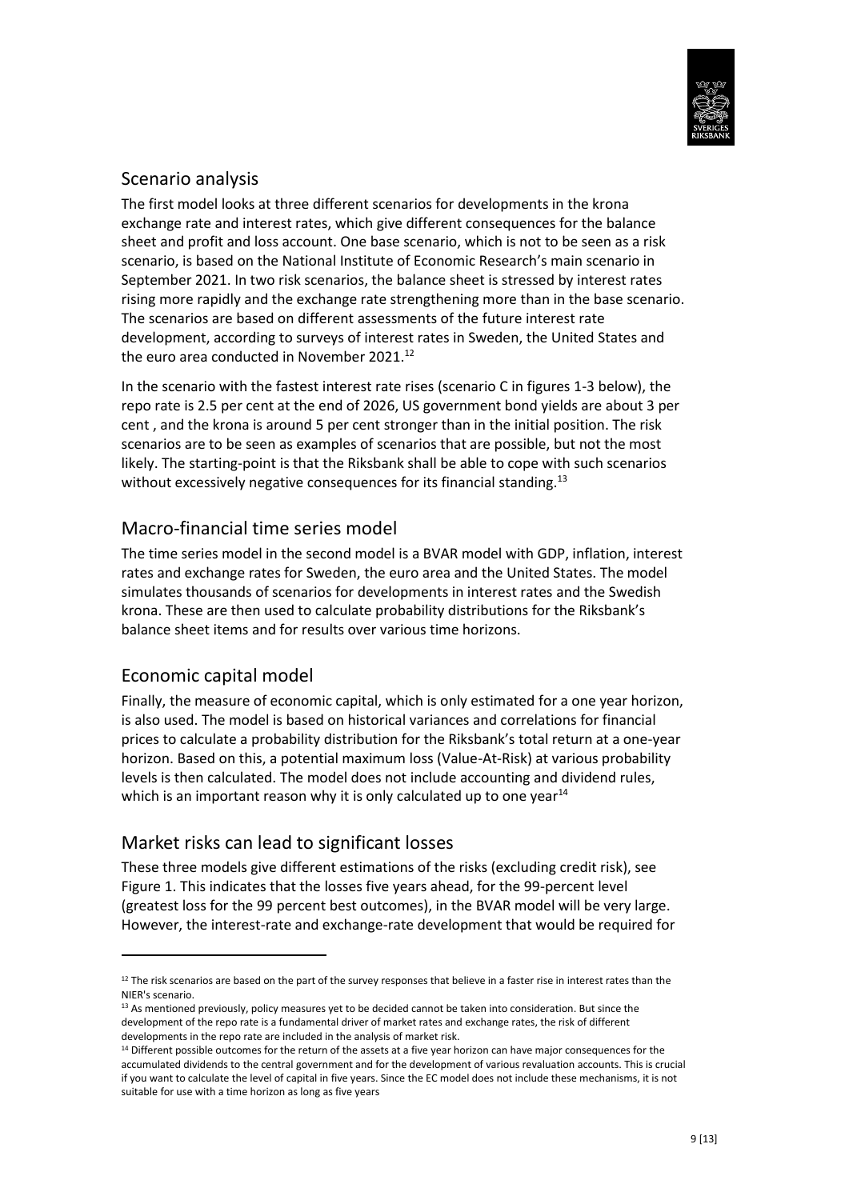## Scenario analysis

The first model looks at three different scenarios for developments in the krona exchange rate and interest rates, which give different consequences for the balance sheet and profit and loss account. One base scenario, which is not to be seen as a risk scenario, is based on the National Institute of Economic Research's main scenario in September 2021. In two risk scenarios, the balance sheet is stressed by interest rates rising more rapidly and the exchange rate strengthening more than in the base scenario. The scenarios are based on different assessments of the future interest rate development, according to surveys of interest rates in Sweden, the United States and the euro area conducted in November 2021.[12]

In the scenario with the fastest interest rate rises (scenario C in figures 1-3 below), the repo rate is 2.5 per cent at the end of 2026, US government bond yields are about 3 per cent , and the krona is around 5 per cent stronger than in the initial position. The risk scenarios are to be seen as examples of scenarios that are possible, but not the most likely. The starting-point is that the Riksbank shall be able to cope with such scenarios without excessively negative consequences for its financial standing.[13]

## Macro-financial time series model

The time series model in the second model is a BVAR model with GDP, inflation, interest rates and exchange rates for Sweden, the euro area and the United States. The model simulates thousands of scenarios for developments in interest rates and the Swedish krona. These are then used to calculate probability distributions for the Riksbank's balance sheet items and for results over various time horizons.

## Economic capital model

Finally, the measure of economic capital, which is only estimated for a one year horizon, is also used. The model is based on historical variances and correlations for financial prices to calculate a probability distribution for the Riksbank's total return at a one-year horizon. Based on this, a potential maximum loss (Value-At-Risk) at various probability levels is then calculated. The model does not include accounting and dividend rules, which is an important reason why it is only calculated up to one year[14]

## Market risks can lead to significant losses

These three models give different estimations of the risks (excluding credit risk), see Figure 1. This indicates that the losses five years ahead, for the 99-percent level (greatest loss for the 99 percent best outcomes), in the BVAR model will be very large. However, the interest-rate and exchange-rate development that would be required for

---

[12] The risk scenarios are based on the part of the survey responses that believe in a faster rise in interest rates than the NIER's scenario.

[13] As mentioned previously, policy measures yet to be decided cannot be taken into consideration. But since the development of the repo rate is a fundamental driver of market rates and exchange rates, the risk of different developments in the repo rate are included in the analysis of market risk.

[14] Different possible outcomes for the return of the assets at a five year horizon can have major consequences for the accumulated dividends to the central government and for the development of various revaluation accounts. This is crucial if you want to calculate the level of capital in five years. Since the EC model does not include these mechanisms, it is not suitable for use with a time horizon as long as five years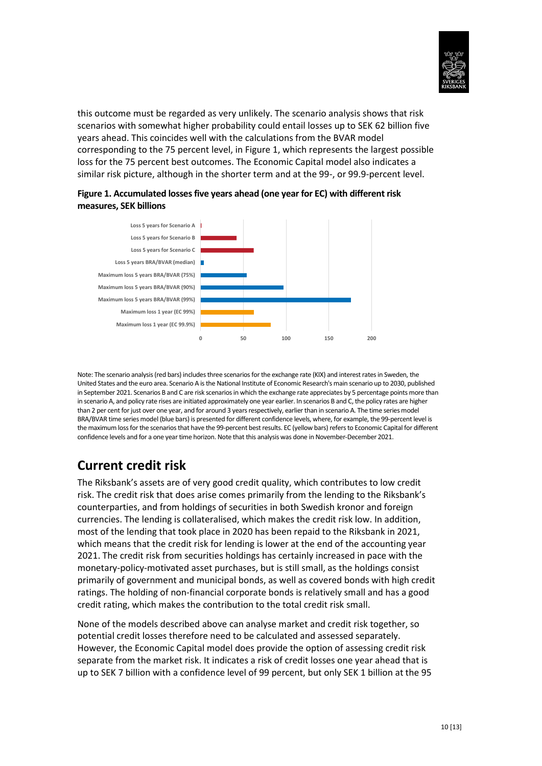this outcome must be regarded as very unlikely. The scenario analysis shows that risk scenarios with somewhat higher probability could entail losses up to SEK 62 billion five years ahead. This coincides well with the calculations from the BVAR model corresponding to the 75 percent level, in Figure 1, which represents the largest possible loss for the 75 percent best outcomes. The Economic Capital model also indicates a similar risk picture, although in the shorter term and at the 99-, or 99.9-percent level.

**Figure 1. Accumulated losses five years ahead (one year for EC) with different risk measures, SEK billions**

Note: The scenario analysis (red bars) includes three scenarios for the exchange rate (KIX) and interest rates in Sweden, the United States and the euro area. Scenario A is the National Institute of Economic Research's main scenario up to 2030, published in September 2021. Scenarios B and C are risk scenarios in which the exchange rate appreciates by 5 percentage points more than in scenario A, and policy rate rises are initiated approximately one year earlier. In scenarios B and C, the policy rates are higher than 2 per cent for just over one year, and for around 3 years respectively, earlier than in scenario A. The time series model BRA/BVAR time series model (blue bars) is presented for different confidence levels, where, for example, the 99-percent level is the maximum loss for the scenarios that have the 99-percent best results. EC (yellow bars) refers to Economic Capital for different confidence levels and for a one year time horizon. Note that this analysis was done in November-December 2021.

## Current credit risk

The Riksbank's assets are of very good credit quality, which contributes to low credit risk. The credit risk that does arise comes primarily from the lending to the Riksbank's counterparties, and from holdings of securities in both Swedish kronor and foreign currencies. The lending is collateralised, which makes the credit risk low. In addition, most of the lending that took place in 2020 has been repaid to the Riksbank in 2021, which means that the credit risk for lending is lower at the end of the accounting year 2021. The credit risk from securities holdings has certainly increased in pace with the monetary-policy-motivated asset purchases, but is still small, as the holdings consist primarily of government and municipal bonds, as well as covered bonds with high credit ratings. The holding of non-financial corporate bonds is relatively small and has a good credit rating, which makes the contribution to the total credit risk small.

None of the models described above can analyse market and credit risk together, so potential credit losses therefore need to be calculated and assessed separately. However, the Economic Capital model does provide the option of assessing credit risk separate from the market risk. It indicates a risk of credit losses one year ahead that is up to SEK 7 billion with a confidence level of 99 percent, but only SEK 1 billion at the 95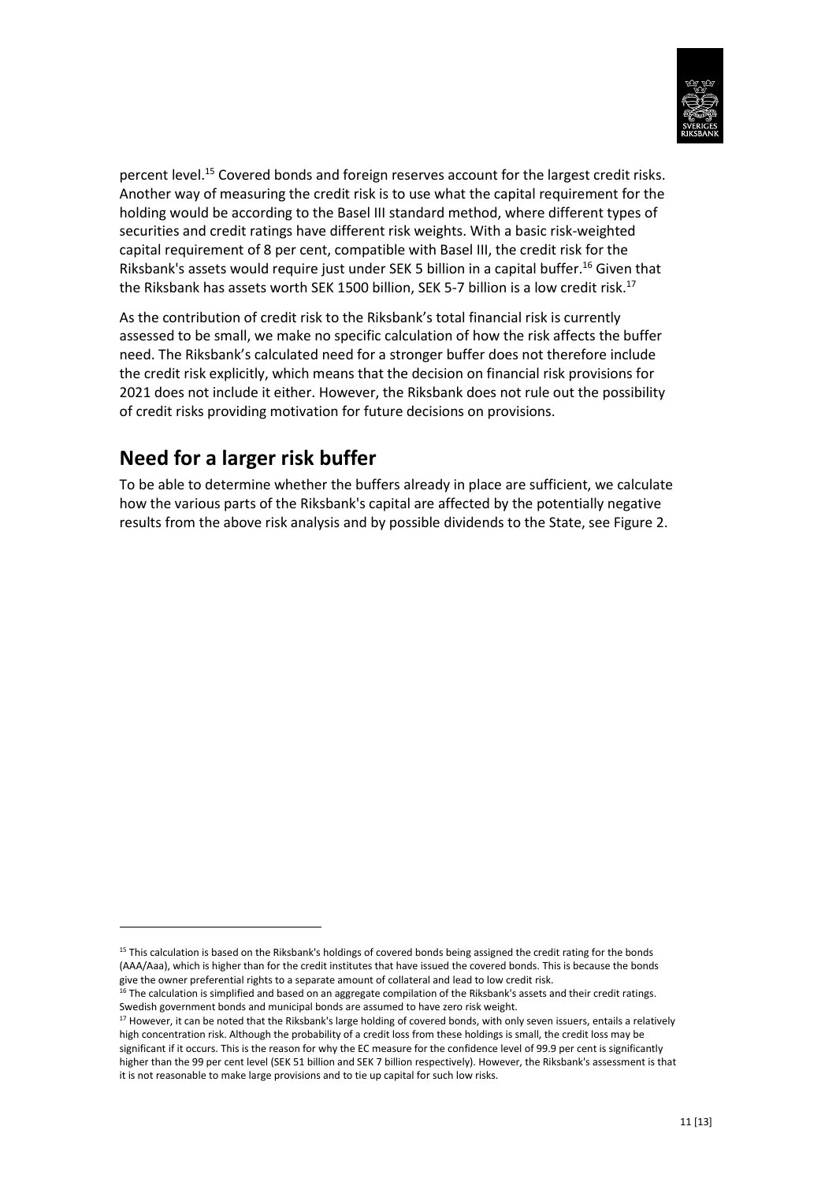percent level.[15] Covered bonds and foreign reserves account for the largest credit risks. Another way of measuring the credit risk is to use what the capital requirement for the holding would be according to the Basel III standard method, where different types of securities and credit ratings have different risk weights. With a basic risk-weighted capital requirement of 8 per cent, compatible with Basel III, the credit risk for the Riksbank's assets would require just under SEK 5 billion in a capital buffer.[16] Given that the Riksbank has assets worth SEK 1500 billion, SEK 5-7 billion is a low credit risk.[17]

As the contribution of credit risk to the Riksbank's total financial risk is currently assessed to be small, we make no specific calculation of how the risk affects the buffer need. The Riksbank's calculated need for a stronger buffer does not therefore include the credit risk explicitly, which means that the decision on financial risk provisions for 2021 does not include it either. However, the Riksbank does not rule out the possibility of credit risks providing motivation for future decisions on provisions.

## Need for a larger risk buffer

To be able to determine whether the buffers already in place are sufficient, we calculate how the various parts of the Riksbank's capital are affected by the potentially negative results from the above risk analysis and by possible dividends to the State, see Figure 2.

---

[15] This calculation is based on the Riksbank's holdings of covered bonds being assigned the credit rating for the bonds (AAA/Aaa), which is higher than for the credit institutes that have issued the covered bonds. This is because the bonds give the owner preferential rights to a separate amount of collateral and lead to low credit risk.

[16] The calculation is simplified and based on an aggregate compilation of the Riksbank's assets and their credit ratings. Swedish government bonds and municipal bonds are assumed to have zero risk weight.

[17] However, it can be noted that the Riksbank's large holding of covered bonds, with only seven issuers, entails a relatively high concentration risk. Although the probability of a credit loss from these holdings is small, the credit loss may be significant if it occurs. This is the reason for why the EC measure for the confidence level of 99.9 per cent is significantly higher than the 99 per cent level (SEK 51 billion and SEK 7 billion respectively). However, the Riksbank's assessment is that it is not reasonable to make large provisions and to tie up capital for such low risks.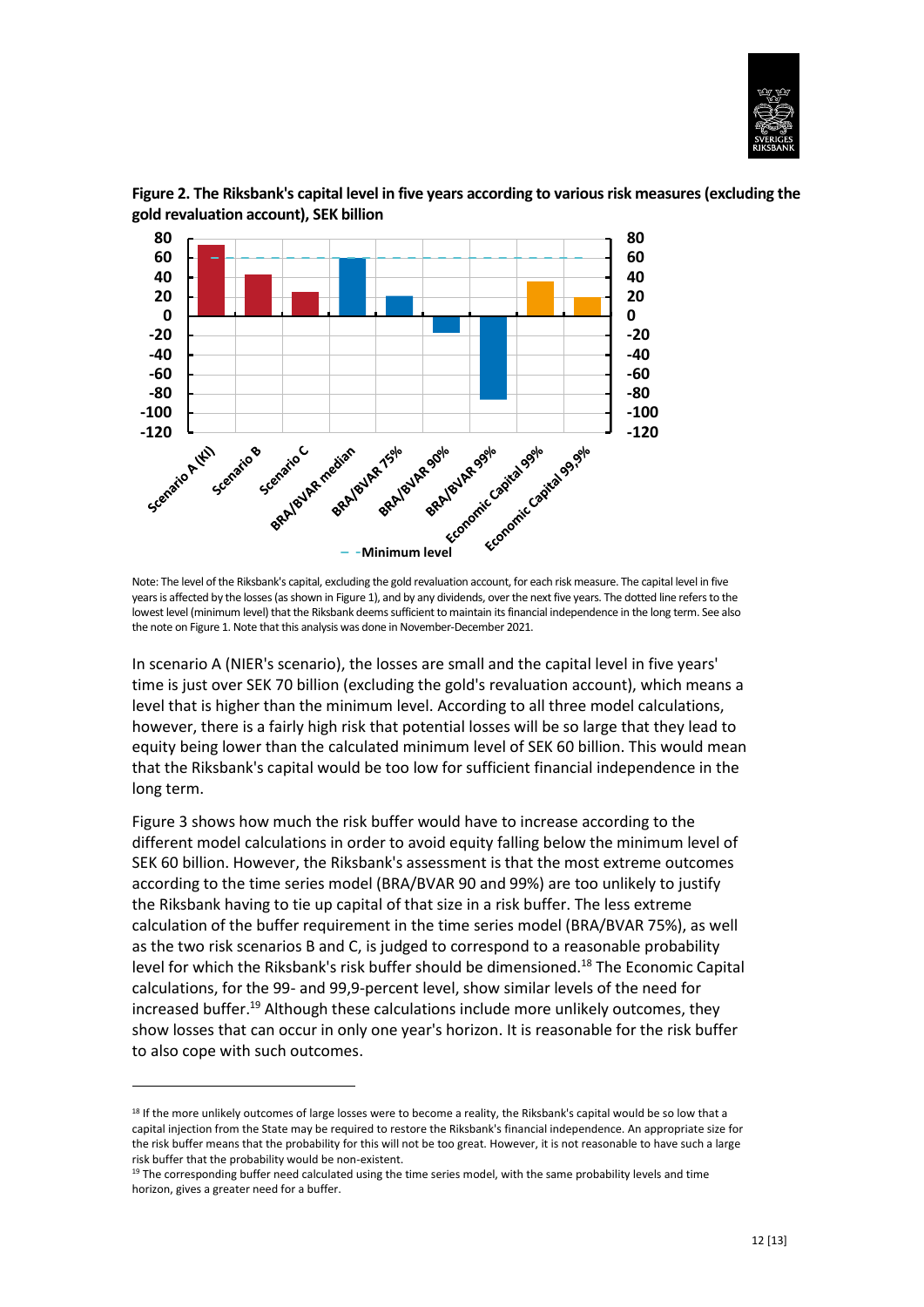**Figure 2. The Riksbank's capital level in five years according to various risk measures (excluding the gold revaluation account), SEK billion**

Note: The level of the Riksbank's capital, excluding the gold revaluation account, for each risk measure. The capital level in five years is affected by the losses (as shown in Figure 1), and by any dividends, over the next five years. The dotted line refers to the lowest level (minimum level) that the Riksbank deems sufficient to maintain its financial independence in the long term. See also the note on Figure 1. Note that this analysis was done in November-December 2021.

In scenario A (NIER's scenario), the losses are small and the capital level in five years' time is just over SEK 70 billion (excluding the gold's revaluation account), which means a level that is higher than the minimum level. According to all three model calculations, however, there is a fairly high risk that potential losses will be so large that they lead to equity being lower than the calculated minimum level of SEK 60 billion. This would mean that the Riksbank's capital would be too low for sufficient financial independence in the long term.

Figure 3 shows how much the risk buffer would have to increase according to the different model calculations in order to avoid equity falling below the minimum level of SEK 60 billion. However, the Riksbank's assessment is that the most extreme outcomes according to the time series model (BRA/BVAR 90 and 99%) are too unlikely to justify the Riksbank having to tie up capital of that size in a risk buffer. The less extreme calculation of the buffer requirement in the time series model (BRA/BVAR 75%), as well as the two risk scenarios B and C, is judged to correspond to a reasonable probability level for which the Riksbank's risk buffer should be dimensioned.[18] The Economic Capital calculations, for the 99- and 99,9-percent level, show similar levels of the need for increased buffer.[19] Although these calculations include more unlikely outcomes, they show losses that can occur in only one year's horizon. It is reasonable for the risk buffer to also cope with such outcomes.

---

[18] If the more unlikely outcomes of large losses were to become a reality, the Riksbank's capital would be so low that a capital injection from the State may be required to restore the Riksbank's financial independence. An appropriate size for the risk buffer means that the probability for this will not be too great. However, it is not reasonable to have such a large risk buffer that the probability would be non-existent.

[19] The corresponding buffer need calculated using the time series model, with the same probability levels and time horizon, gives a greater need for a buffer.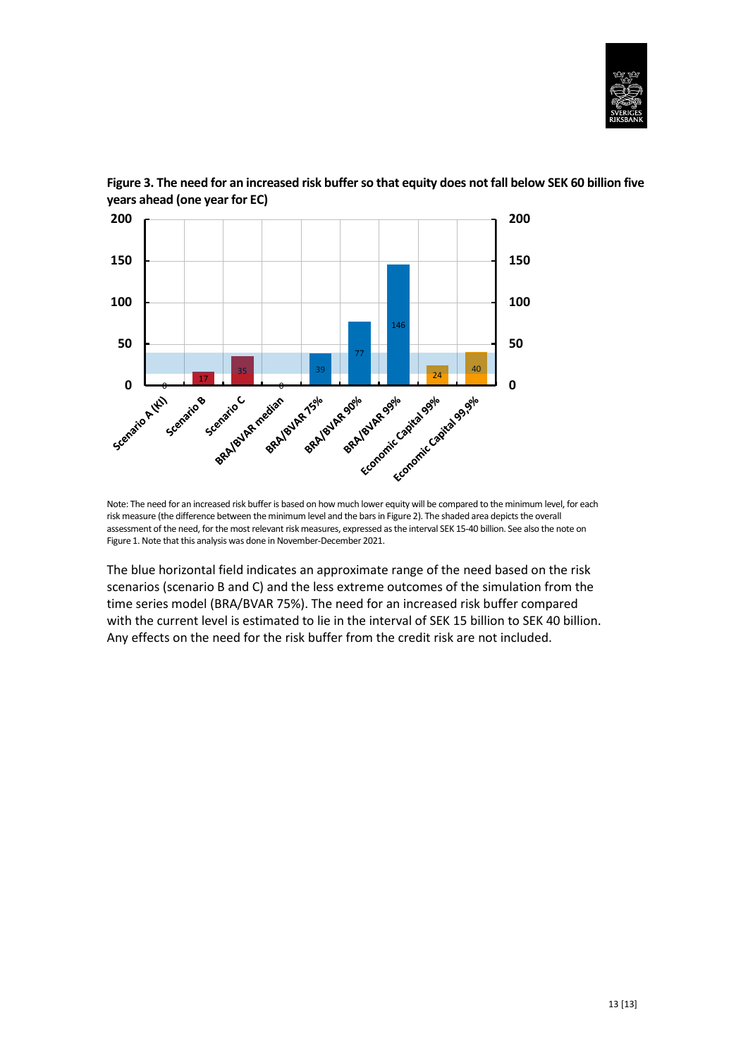**Figure 3. The need for an increased risk buffer so that equity does not fall below SEK 60 billion five years ahead (one year for EC)**

200
150
100
50
0

200
150
100
50
0

0
17
35
0
39
77
146
24
40

Scenario A (KI)
Scenario B
Scenario C
BRA/BVAR median
BRA/BVAR 75%
BRA/BVAR 90%
BRA/BVAR 99%
Economic Capital 99%
Economic Capital 99,9%

Note: The need for an increased risk buffer is based on how much lower equity will be compared to the minimum level, for each risk measure (the difference between the minimum level and the bars in Figure 2). The shaded area depicts the overall assessment of the need, for the most relevant risk measures, expressed as the interval SEK 15-40 billion. See also the note on Figure 1. Note that this analysis was done in November-December 2021.

The blue horizontal field indicates an approximate range of the need based on the risk scenarios (scenario B and C) and the less extreme outcomes of the simulation from the time series model (BRA/BVAR 75%). The need for an increased risk buffer compared with the current level is estimated to lie in the interval of SEK 15 billion to SEK 40 billion. Any effects on the need for the risk buffer from the credit risk are not included.